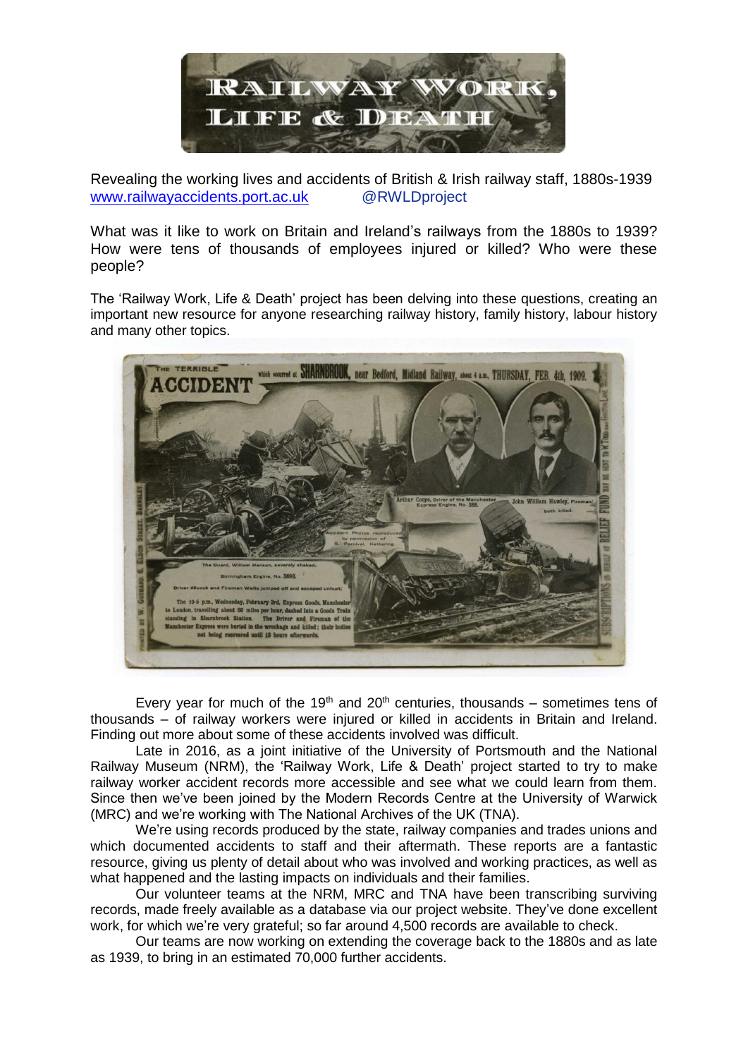# Railway Work, Life & Death

Revealing the working lives and accidents of British & Irish railway staff, 1880s-1939
www.railwayaccidents.port.ac.uk @RWLDproject

What was it like to work on Britain and Ireland's railways from the 1880s to 1939? How were tens of thousands of employees injured or killed? Who were these people?

The 'Railway Work, Life & Death' project has been delving into these questions, creating an important new resource for anyone researching railway history, family history, labour history and many other topics.

Every year for much of the 19th and 20th centuries, thousands – sometimes tens of thousands – of railway workers were injured or killed in accidents in Britain and Ireland. Finding out more about some of these accidents involved was difficult.

Late in 2016, as a joint initiative of the University of Portsmouth and the National Railway Museum (NRM), the 'Railway Work, Life & Death' project started to try to make railway worker accident records more accessible and see what we could learn from them. Since then we've been joined by the Modern Records Centre at the University of Warwick (MRC) and we're working with The National Archives of the UK (TNA).

We're using records produced by the state, railway companies and trades unions and which documented accidents to staff and their aftermath. These reports are a fantastic resource, giving us plenty of detail about who was involved and working practices, as well as what happened and the lasting impacts on individuals and their families.

Our volunteer teams at the NRM, MRC and TNA have been transcribing surviving records, made freely available as a database via our project website. They've done excellent work, for which we're very grateful; so far around 4,500 records are available to check.

Our teams are now working on extending the coverage back to the 1880s and as late as 1939, to bring in an estimated 70,000 further accidents.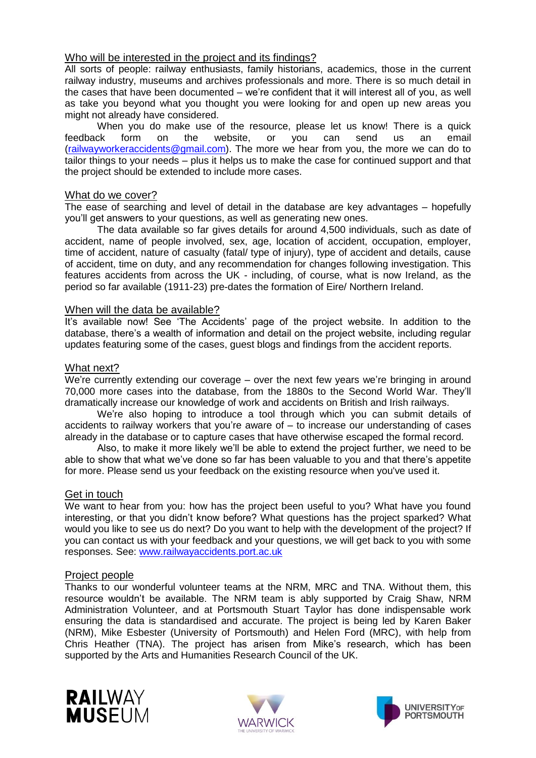## Who will be interested in the project and its findings?

All sorts of people: railway enthusiasts, family historians, academics, those in the current railway industry, museums and archives professionals and more. There is so much detail in the cases that have been documented – we're confident that it will interest all of you, as well as take you beyond what you thought you were looking for and open up new areas you might not already have considered.

When you do make use of the resource, please let us know! There is a quick feedback form on the website, or you can send us an email (railwayworkeraccidents@gmail.com). The more we hear from you, the more we can do to tailor things to your needs – plus it helps us to make the case for continued support and that the project should be extended to include more cases.

## What do we cover?

The ease of searching and level of detail in the database are key advantages – hopefully you'll get answers to your questions, as well as generating new ones.

The data available so far gives details for around 4,500 individuals, such as date of accident, name of people involved, sex, age, location of accident, occupation, employer, time of accident, nature of casualty (fatal/ type of injury), type of accident and details, cause of accident, time on duty, and any recommendation for changes following investigation. This features accidents from across the UK - including, of course, what is now Ireland, as the period so far available (1911-23) pre-dates the formation of Eire/ Northern Ireland.

## When will the data be available?

It's available now! See 'The Accidents' page of the project website. In addition to the database, there's a wealth of information and detail on the project website, including regular updates featuring some of the cases, guest blogs and findings from the accident reports.

## What next?

We're currently extending our coverage – over the next few years we're bringing in around 70,000 more cases into the database, from the 1880s to the Second World War. They'll dramatically increase our knowledge of work and accidents on British and Irish railways.

We're also hoping to introduce a tool through which you can submit details of accidents to railway workers that you're aware of – to increase our understanding of cases already in the database or to capture cases that have otherwise escaped the formal record.

Also, to make it more likely we'll be able to extend the project further, we need to be able to show that what we've done so far has been valuable to you and that there's appetite for more. Please send us your feedback on the existing resource when you've used it.

## Get in touch

We want to hear from you: how has the project been useful to you? What have you found interesting, or that you didn't know before? What questions has the project sparked? What would you like to see us do next? Do you want to help with the development of the project? If you can contact us with your feedback and your questions, we will get back to you with some responses. See: www.railwayaccidents.port.ac.uk

## Project people

Thanks to our wonderful volunteer teams at the NRM, MRC and TNA. Without them, this resource wouldn't be available. The NRM team is ably supported by Craig Shaw, NRM Administration Volunteer, and at Portsmouth Stuart Taylor has done indispensable work ensuring the data is standardised and accurate. The project is being led by Karen Baker (NRM), Mike Esbester (University of Portsmouth) and Helen Ford (MRC), with help from Chris Heather (TNA). The project has arisen from Mike's research, which has been supported by the Arts and Humanities Research Council of the UK.

RAILWAY MUSEUM

WARWICK THE UNIVERSITY OF WARWICK

UNIVERSITY OF PORTSMOUTH